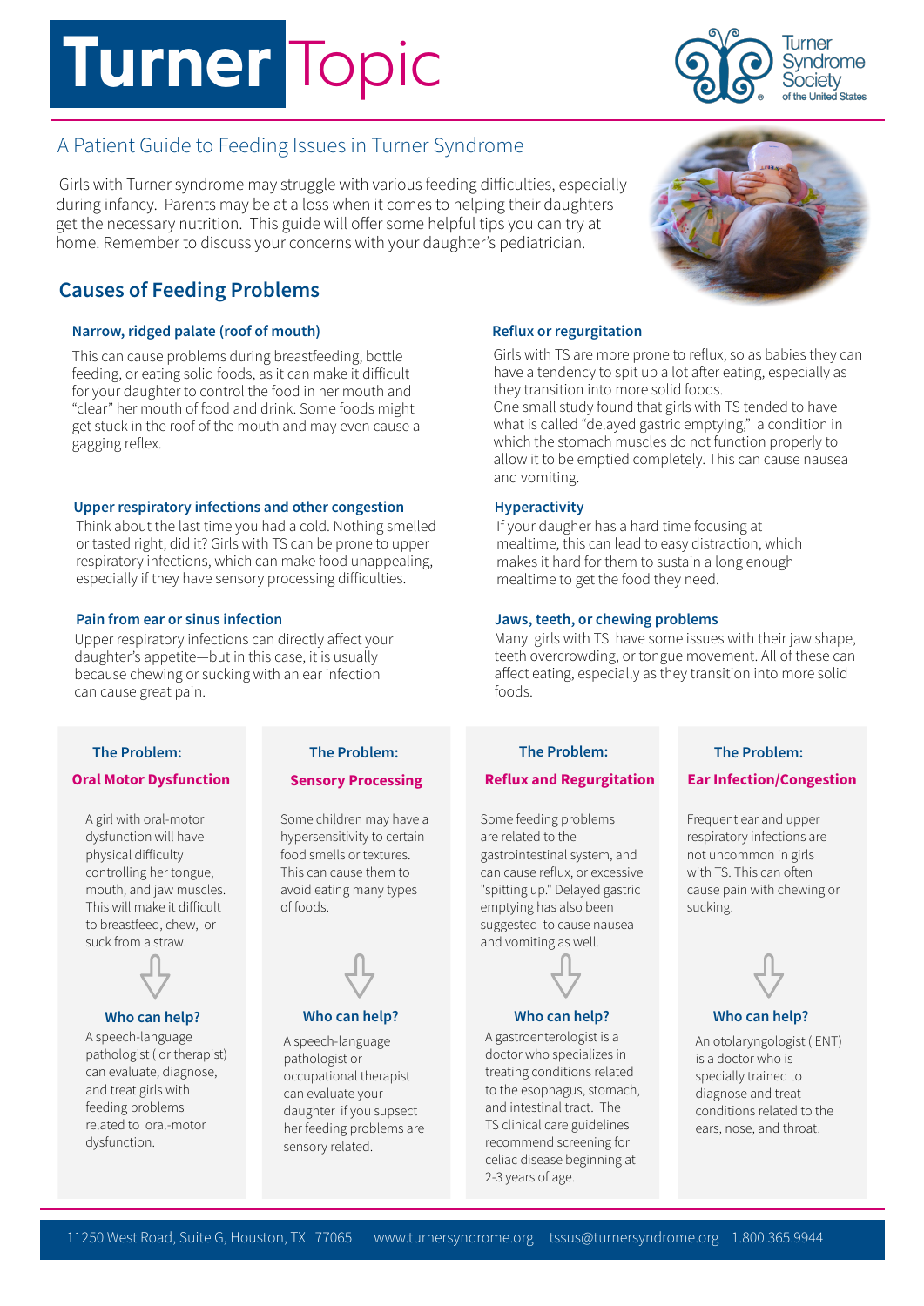# Turner Topic

Turner Syndrome Society of the United States

## A Patient Guide to Feeding Issues in Turner Syndrome

Girls with Turner syndrome may struggle with various feeding difficulties, especially during infancy. Parents may be at a loss when it comes to helping their daughters get the necessary nutrition. This guide will offer some helpful tips you can try at home. Remember to discuss your concerns with your daughter's pediatrician.

## Causes of Feeding Problems

### Narrow, ridged palate (roof of mouth)

This can cause problems during breastfeeding, bottle feeding, or eating solid foods, as it can make it difficult for your daughter to control the food in her mouth and "clear" her mouth of food and drink. Some foods might get stuck in the roof of the mouth and may even cause a gagging reflex.

### Upper respiratory infections and other congestion

Think about the last time you had a cold. Nothing smelled or tasted right, did it? Girls with TS can be prone to upper respiratory infections, which can make food unappealing, especially if they have sensory processing difficulties.

### Pain from ear or sinus infection

Upper respiratory infections can directly affect your daughter's appetite—but in this case, it is usually because chewing or sucking with an ear infection can cause great pain.

### Reflux or regurgitation

Girls with TS are more prone to reflux, so as babies they can have a tendency to spit up a lot after eating, especially as they transition into more solid foods.
One small study found that girls with TS tended to have what is called "delayed gastric emptying," a condition in which the stomach muscles do not function properly to allow it to be emptied completely. This can cause nausea and vomiting.

### Hyperactivity

If your daugher has a hard time focusing at mealtime, this can lead to easy distraction, which makes it hard for them to sustain a long enough mealtime to get the food they need.

### Jaws, teeth, or chewing problems

Many girls with TS have some issues with their jaw shape, teeth overcrowding, or tongue movement. All of these can affect eating, especially as they transition into more solid foods.

---

**The Problem:**
**Oral Motor Dysfunction**

A girl with oral-motor dysfunction will have physical difficulty controlling her tongue, mouth, and jaw muscles. This will make it difficult to breastfeed, chew, or suck from a straw.

**Who can help?**
A speech-language pathologist ( or therapist) can evaluate, diagnose, and treat girls with feeding problems related to oral-motor dysfunction.

---

**The Problem:**
**Sensory Processing**

Some children may have a hypersensitivity to certain food smells or textures. This can cause them to avoid eating many types of foods.

**Who can help?**
A speech-language pathologist or occupational therapist can evaluate your daughter if you suspect her feeding problems are sensory related.

---

**The Problem:**
**Reflux and Regurgitation**

Some feeding problems are related to the gastrointestinal system, and can cause reflux, or excessive "spitting up." Delayed gastric emptying has also been suggested to cause nausea and vomiting as well.

**Who can help?**
A gastroenterologist is a doctor who specializes in treating conditions related to the esophagus, stomach, and intestinal tract. The TS clinical care guidelines recommend screening for celiac disease beginning at 2-3 years of age.

---

**The Problem:**
**Ear Infection/Congestion**

Frequent ear and upper respiratory infections are not uncommon in girls with TS. This can often cause pain with chewing or sucking.

**Who can help?**
An otolaryngologist ( ENT) is a doctor who is specially trained to diagnose and treat conditions related to the ears, nose, and throat.

---

11250 West Road, Suite G, Houston, TX 77065 www.turnersyndrome.org tssus@turnersyndrome.org 1.800.365.9944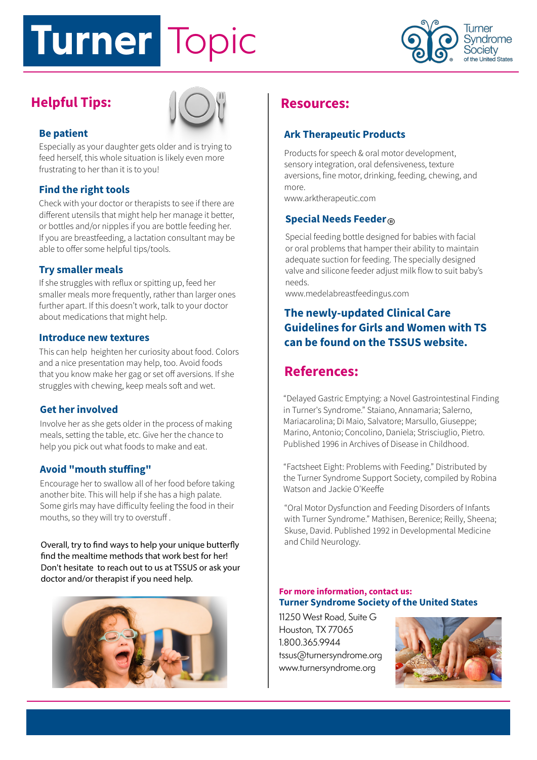# Turner Topic

Turner Syndrome Society of the United States

## Helpful Tips:

### Be patient

Especially as your daughter gets older and is trying to feed herself, this whole situation is likely even more frustrating to her than it is to you!

### Find the right tools

Check with your doctor or therapists to see if there are different utensils that might help her manage it better, or bottles and/or nipples if you are bottle feeding her. If you are breastfeeding, a lactation consultant may be able to offer some helpful tips/tools.

### Try smaller meals

If she struggles with reflux or spitting up, feed her smaller meals more frequently, rather than larger ones further apart. If this doesn't work, talk to your doctor about medications that might help.

### Introduce new textures

This can help heighten her curiosity about food. Colors and a nice presentation may help, too. Avoid foods that you know make her gag or set off aversions. If she struggles with chewing, keep meals soft and wet.

### Get her involved

Involve her as she gets older in the process of making meals, setting the table, etc. Give her the chance to help you pick out what foods to make and eat.

### Avoid "mouth stuffing"

Encourage her to swallow all of her food before taking another bite. This will help if she has a high palate. Some girls may have difficulty feeling the food in their mouths, so they will try to overstuff .

Overall, try to find ways to help your unique butterfly find the mealtime methods that work best for her! Don't hesitate to reach out to us at TSSUS or ask your doctor and/or therapist if you need help.

## Resources:

### Ark Therapeutic Products

Products for speech & oral motor development, sensory integration, oral defensiveness, texture aversions, fine motor, drinking, feeding, chewing, and more.
www.arktherapeutic.com

### Special Needs Feeder®

Special feeding bottle designed for babies with facial or oral problems that hamper their ability to maintain adequate suction for feeding. The specially designed valve and silicone feeder adjust milk flow to suit baby's needs.
www.medelabreastfeedingus.com

### The newly-updated Clinical Care Guidelines for Girls and Women with TS can be found on the TSSUS website.

## References:

"Delayed Gastric Emptying: a Novel Gastrointestinal Finding in Turner's Syndrome." Staiano, Annamaria; Salerno, Mariacarolina; Di Maio, Salvatore; Marsullo, Giuseppe; Marino, Antonio; Concolino, Daniela; Strisciuglio, Pietro. Published 1996 in Archives of Disease in Childhood.

"Factsheet Eight: Problems with Feeding." Distributed by the Turner Syndrome Support Society, compiled by Robina Watson and Jackie O'Keeffe

"Oral Motor Dysfunction and Feeding Disorders of Infants with Turner Syndrome." Mathisen, Berenice; Reilly, Sheena; Skuse, David. Published 1992 in Developmental Medicine and Child Neurology.

**For more information, contact us:**
**Turner Syndrome Society of the United States**

11250 West Road, Suite G
Houston, TX 77065
1.800.365.9944
tssus@turnersyndrome.org
www.turnersyndrome.org